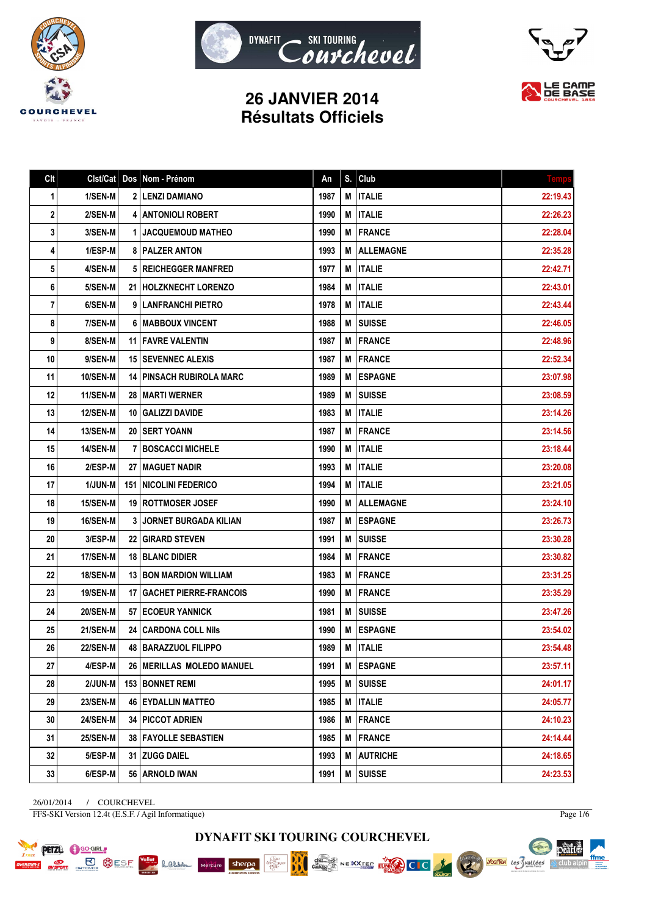# 26 JANVIER 2014
# Résultats Officiels

| Clt | Clst/Cat | Dos | Nom - Prénom | An | S. | Club | Temps |
|---|---|---|---|---|---|---|---|
| 1 | 1/SEN-M | 2 | LENZI DAMIANO | 1987 | M | ITALIE | 22:19.43 |
| 2 | 2/SEN-M | 4 | ANTONIOLI ROBERT | 1990 | M | ITALIE | 22:26.23 |
| 3 | 3/SEN-M | 1 | JACQUEMOUD MATHEO | 1990 | M | FRANCE | 22:28.04 |
| 4 | 1/ESP-M | 8 | PALZER ANTON | 1993 | M | ALLEMAGNE | 22:35.28 |
| 5 | 4/SEN-M | 5 | REICHEGGER MANFRED | 1977 | M | ITALIE | 22:42.71 |
| 6 | 5/SEN-M | 21 | HOLZKNECHT LORENZO | 1984 | M | ITALIE | 22:43.01 |
| 7 | 6/SEN-M | 9 | LANFRANCHI PIETRO | 1978 | M | ITALIE | 22:43.44 |
| 8 | 7/SEN-M | 6 | MABBOUX VINCENT | 1988 | M | SUISSE | 22:46.05 |
| 9 | 8/SEN-M | 11 | FAVRE VALENTIN | 1987 | M | FRANCE | 22:48.96 |
| 10 | 9/SEN-M | 15 | SEVENNEC ALEXIS | 1987 | M | FRANCE | 22:52.34 |
| 11 | 10/SEN-M | 14 | PINSACH RUBIROLA MARC | 1989 | M | ESPAGNE | 23:07.98 |
| 12 | 11/SEN-M | 28 | MARTI WERNER | 1989 | M | SUISSE | 23:08.59 |
| 13 | 12/SEN-M | 10 | GALIZZI DAVIDE | 1983 | M | ITALIE | 23:14.26 |
| 14 | 13/SEN-M | 20 | SERT YOANN | 1987 | M | FRANCE | 23:14.56 |
| 15 | 14/SEN-M | 7 | BOSCACCI MICHELE | 1990 | M | ITALIE | 23:18.44 |
| 16 | 2/ESP-M | 27 | MAGUET NADIR | 1993 | M | ITALIE | 23:20.08 |
| 17 | 1/JUN-M | 151 | NICOLINI FEDERICO | 1994 | M | ITALIE | 23:21.05 |
| 18 | 15/SEN-M | 19 | ROTTMOSER JOSEF | 1990 | M | ALLEMAGNE | 23:24.10 |
| 19 | 16/SEN-M | 3 | JORNET BURGADA KILIAN | 1987 | M | ESPAGNE | 23:26.73 |
| 20 | 3/ESP-M | 22 | GIRARD STEVEN | 1991 | M | SUISSE | 23:30.28 |
| 21 | 17/SEN-M | 18 | BLANC DIDIER | 1984 | M | FRANCE | 23:30.82 |
| 22 | 18/SEN-M | 13 | BON MARDION WILLIAM | 1983 | M | FRANCE | 23:31.25 |
| 23 | 19/SEN-M | 17 | GACHET PIERRE-FRANCOIS | 1990 | M | FRANCE | 23:35.29 |
| 24 | 20/SEN-M | 57 | ECOEUR YANNICK | 1981 | M | SUISSE | 23:47.26 |
| 25 | 21/SEN-M | 24 | CARDONA COLL Nils | 1990 | M | ESPAGNE | 23:54.02 |
| 26 | 22/SEN-M | 48 | BARAZZUOL FILIPPO | 1989 | M | ITALIE | 23:54.48 |
| 27 | 4/ESP-M | 26 | MERILLAS MOLEDO MANUEL | 1991 | M | ESPAGNE | 23:57.11 |
| 28 | 2/JUN-M | 153 | BONNET REMI | 1995 | M | SUISSE | 24:01.17 |
| 29 | 23/SEN-M | 46 | EYDALLIN MATTEO | 1985 | M | ITALIE | 24:05.77 |
| 30 | 24/SEN-M | 34 | PICCOT ADRIEN | 1986 | M | FRANCE | 24:10.23 |
| 31 | 25/SEN-M | 38 | FAYOLLE SEBASTIEN | 1985 | M | FRANCE | 24:14.44 |
| 32 | 5/ESP-M | 31 | ZUGG DAIEL | 1993 | M | AUTRICHE | 24:18.65 |
| 33 | 6/ESP-M | 56 | ARNOLD IWAN | 1991 | M | SUISSE | 24:23.53 |

26/01/2014 / COURCHEVEL

FFS-SKI Version 12.4t (E.S.F. / Agil Informatique)

DYNAFIT SKI TOURING COURCHEVEL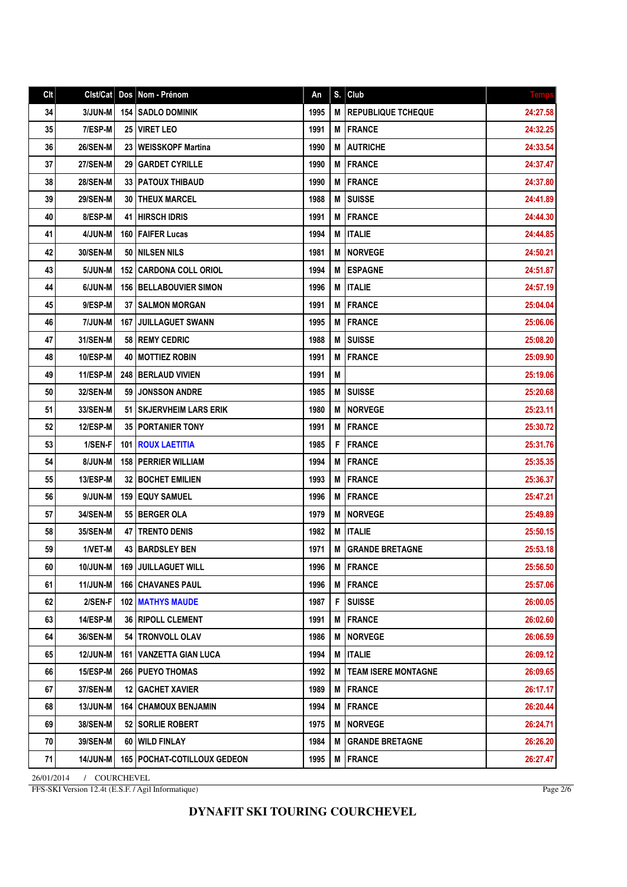| Clt | Clst/Cat | Dos | Nom - Prénom | An | S. | Club | Temps |
|---|---|---|---|---|---|---|---|
| 34 | 3/JUN-M | 154 | SADLO DOMINIK | 1995 | M | REPUBLIQUE TCHEQUE | 24:27.58 |
| 35 | 7/ESP-M | 25 | VIRET LEO | 1991 | M | FRANCE | 24:32.25 |
| 36 | 26/SEN-M | 23 | WEISSKOPF Martina | 1990 | M | AUTRICHE | 24:33.54 |
| 37 | 27/SEN-M | 29 | GARDET CYRILLE | 1990 | M | FRANCE | 24:37.47 |
| 38 | 28/SEN-M | 33 | PATOUX THIBAUD | 1990 | M | FRANCE | 24:37.80 |
| 39 | 29/SEN-M | 30 | THEUX MARCEL | 1988 | M | SUISSE | 24:41.89 |
| 40 | 8/ESP-M | 41 | HIRSCH IDRIS | 1991 | M | FRANCE | 24:44.30 |
| 41 | 4/JUN-M | 160 | FAIFER Lucas | 1994 | M | ITALIE | 24:44.85 |
| 42 | 30/SEN-M | 50 | NILSEN NILS | 1981 | M | NORVEGE | 24:50.21 |
| 43 | 5/JUN-M | 152 | CARDONA COLL ORIOL | 1994 | M | ESPAGNE | 24:51.87 |
| 44 | 6/JUN-M | 156 | BELLABOUVIER SIMON | 1996 | M | ITALIE | 24:57.19 |
| 45 | 9/ESP-M | 37 | SALMON MORGAN | 1991 | M | FRANCE | 25:04.04 |
| 46 | 7/JUN-M | 167 | JUILLAGUET SWANN | 1995 | M | FRANCE | 25:06.06 |
| 47 | 31/SEN-M | 58 | REMY CEDRIC | 1988 | M | SUISSE | 25:08.20 |
| 48 | 10/ESP-M | 40 | MOTTIEZ ROBIN | 1991 | M | FRANCE | 25:09.90 |
| 49 | 11/ESP-M | 248 | BERLAUD VIVIEN | 1991 | M | | 25:19.06 |
| 50 | 32/SEN-M | 59 | JONSSON ANDRE | 1985 | M | SUISSE | 25:20.68 |
| 51 | 33/SEN-M | 51 | SKJERVHEIM LARS ERIK | 1980 | M | NORVEGE | 25:23.11 |
| 52 | 12/ESP-M | 35 | PORTANIER TONY | 1991 | M | FRANCE | 25:30.72 |
| 53 | 1/SEN-F | 101 | ROUX LAETITIA | 1985 | F | FRANCE | 25:31.76 |
| 54 | 8/JUN-M | 158 | PERRIER WILLIAM | 1994 | M | FRANCE | 25:35.35 |
| 55 | 13/ESP-M | 32 | BOCHET EMILIEN | 1993 | M | FRANCE | 25:36.37 |
| 56 | 9/JUN-M | 159 | EQUY SAMUEL | 1996 | M | FRANCE | 25:47.21 |
| 57 | 34/SEN-M | 55 | BERGER OLA | 1979 | M | NORVEGE | 25:49.89 |
| 58 | 35/SEN-M | 47 | TRENTO DENIS | 1982 | M | ITALIE | 25:50.15 |
| 59 | 1/VET-M | 43 | BARDSLEY BEN | 1971 | M | GRANDE BRETAGNE | 25:53.18 |
| 60 | 10/JUN-M | 169 | JUILLAGUET WILL | 1996 | M | FRANCE | 25:56.50 |
| 61 | 11/JUN-M | 166 | CHAVANES PAUL | 1996 | M | FRANCE | 25:57.06 |
| 62 | 2/SEN-F | 102 | MATHYS MAUDE | 1987 | F | SUISSE | 26:00.05 |
| 63 | 14/ESP-M | 36 | RIPOLL CLEMENT | 1991 | M | FRANCE | 26:02.60 |
| 64 | 36/SEN-M | 54 | TRONVOLL OLAV | 1986 | M | NORVEGE | 26:06.59 |
| 65 | 12/JUN-M | 161 | VANZETTA GIAN LUCA | 1994 | M | ITALIE | 26:09.12 |
| 66 | 15/ESP-M | 266 | PUEYO THOMAS | 1992 | M | TEAM ISERE MONTAGNE | 26:09.65 |
| 67 | 37/SEN-M | 12 | GACHET XAVIER | 1989 | M | FRANCE | 26:17.17 |
| 68 | 13/JUN-M | 164 | CHAMOUX BENJAMIN | 1994 | M | FRANCE | 26:20.44 |
| 69 | 38/SEN-M | 52 | SORLIE ROBERT | 1975 | M | NORVEGE | 26:24.71 |
| 70 | 39/SEN-M | 60 | WILD FINLAY | 1984 | M | GRANDE BRETAGNE | 26:26.20 |
| 71 | 14/JUN-M | 165 | POCHAT-COTILLOUX GEDEON | 1995 | M | FRANCE | 26:27.47 |

26/01/2014 / COURCHEVEL

FFS-SKI Version 12.4t (E.S.F. / Agil Informatique)

**DYNAFIT SKI TOURING COURCHEVEL**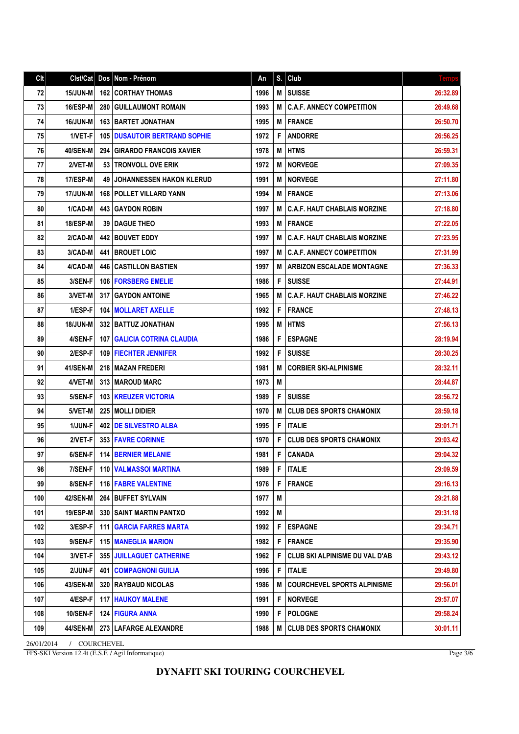| Clt | Clst/Cat | Dos | Nom - Prénom | An | S. | Club | Temps |
|---|---|---|---|---|---|---|---|
| 72 | 15/JUN-M | 162 | CORTHAY THOMAS | 1996 | M | SUISSE | 26:32.89 |
| 73 | 16/ESP-M | 280 | GUILLAUMONT ROMAIN | 1993 | M | C.A.F. ANNECY COMPETITION | 26:49.68 |
| 74 | 16/JUN-M | 163 | BARTET JONATHAN | 1995 | M | FRANCE | 26:50.70 |
| 75 | 1/VET-F | 105 | DUSAUTOIR BERTRAND SOPHIE | 1972 | F | ANDORRE | 26:56.25 |
| 76 | 40/SEN-M | 294 | GIRARDO FRANCOIS XAVIER | 1978 | M | HTMS | 26:59.31 |
| 77 | 2/VET-M | 53 | TRONVOLL OVE ERIK | 1972 | M | NORVEGE | 27:09.35 |
| 78 | 17/ESP-M | 49 | JOHANNESSEN HAKON KLERUD | 1991 | M | NORVEGE | 27:11.80 |
| 79 | 17/JUN-M | 168 | POLLET VILLARD YANN | 1994 | M | FRANCE | 27:13.06 |
| 80 | 1/CAD-M | 443 | GAYDON ROBIN | 1997 | M | C.A.F. HAUT CHABLAIS MORZINE | 27:18.80 |
| 81 | 18/ESP-M | 39 | DAGUE THEO | 1993 | M | FRANCE | 27:22.05 |
| 82 | 2/CAD-M | 442 | BOUVET EDDY | 1997 | M | C.A.F. HAUT CHABLAIS MORZINE | 27:23.95 |
| 83 | 3/CAD-M | 441 | BROUET LOIC | 1997 | M | C.A.F. ANNECY COMPETITION | 27:31.99 |
| 84 | 4/CAD-M | 446 | CASTILLON BASTIEN | 1997 | M | ARBIZON ESCALADE MONTAGNE | 27:36.33 |
| 85 | 3/SEN-F | 106 | FORSBERG EMELIE | 1986 | F | SUISSE | 27:44.91 |
| 86 | 3/VET-M | 317 | GAYDON ANTOINE | 1965 | M | C.A.F. HAUT CHABLAIS MORZINE | 27:46.22 |
| 87 | 1/ESP-F | 104 | MOLLARET AXELLE | 1992 | F | FRANCE | 27:48.13 |
| 88 | 18/JUN-M | 332 | BATTUZ JONATHAN | 1995 | M | HTMS | 27:56.13 |
| 89 | 4/SEN-F | 107 | GALICIA COTRINA CLAUDIA | 1986 | F | ESPAGNE | 28:19.94 |
| 90 | 2/ESP-F | 109 | FIECHTER JENNIFER | 1992 | F | SUISSE | 28:30.25 |
| 91 | 41/SEN-M | 218 | MAZAN FREDERI | 1981 | M | CORBIER SKI-ALPINISME | 28:32.11 |
| 92 | 4/VET-M | 313 | MAROUD MARC | 1973 | M | | 28:44.87 |
| 93 | 5/SEN-F | 103 | KREUZER VICTORIA | 1989 | F | SUISSE | 28:56.72 |
| 94 | 5/VET-M | 225 | MOLLI DIDIER | 1970 | M | CLUB DES SPORTS CHAMONIX | 28:59.18 |
| 95 | 1/JUN-F | 402 | DE SILVESTRO ALBA | 1995 | F | ITALIE | 29:01.71 |
| 96 | 2/VET-F | 353 | FAVRE CORINNE | 1970 | F | CLUB DES SPORTS CHAMONIX | 29:03.42 |
| 97 | 6/SEN-F | 114 | BERNIER MELANIE | 1981 | F | CANADA | 29:04.32 |
| 98 | 7/SEN-F | 110 | VALMASSOI MARTINA | 1989 | F | ITALIE | 29:09.59 |
| 99 | 8/SEN-F | 116 | FABRE VALENTINE | 1976 | F | FRANCE | 29:16.13 |
| 100 | 42/SEN-M | 264 | BUFFET SYLVAIN | 1977 | M | | 29:21.88 |
| 101 | 19/ESP-M | 330 | SAINT MARTIN PANTXO | 1992 | M | | 29:31.18 |
| 102 | 3/ESP-F | 111 | GARCIA FARRES MARTA | 1992 | F | ESPAGNE | 29:34.71 |
| 103 | 9/SEN-F | 115 | MANEGLIA MARION | 1982 | F | FRANCE | 29:35.90 |
| 104 | 3/VET-F | 355 | JUILLAGUET CATHERINE | 1962 | F | CLUB SKI ALPINISME DU VAL D'AB | 29:43.12 |
| 105 | 2/JUN-F | 401 | COMPAGNONI GUILIA | 1996 | F | ITALIE | 29:49.80 |
| 106 | 43/SEN-M | 320 | RAYBAUD NICOLAS | 1986 | M | COURCHEVEL SPORTS ALPINISME | 29:56.01 |
| 107 | 4/ESP-F | 117 | HAUKOY MALENE | 1991 | F | NORVEGE | 29:57.07 |
| 108 | 10/SEN-F | 124 | FIGURA ANNA | 1990 | F | POLOGNE | 29:58.24 |
| 109 | 44/SEN-M | 273 | LAFARGE ALEXANDRE | 1988 | M | CLUB DES SPORTS CHAMONIX | 30:01.11 |

26/01/2014 / COURCHEVEL

FFS-SKI Version 12.4t (E.S.F. / Agil Informatique)

**DYNAFIT SKI TOURING COURCHEVEL**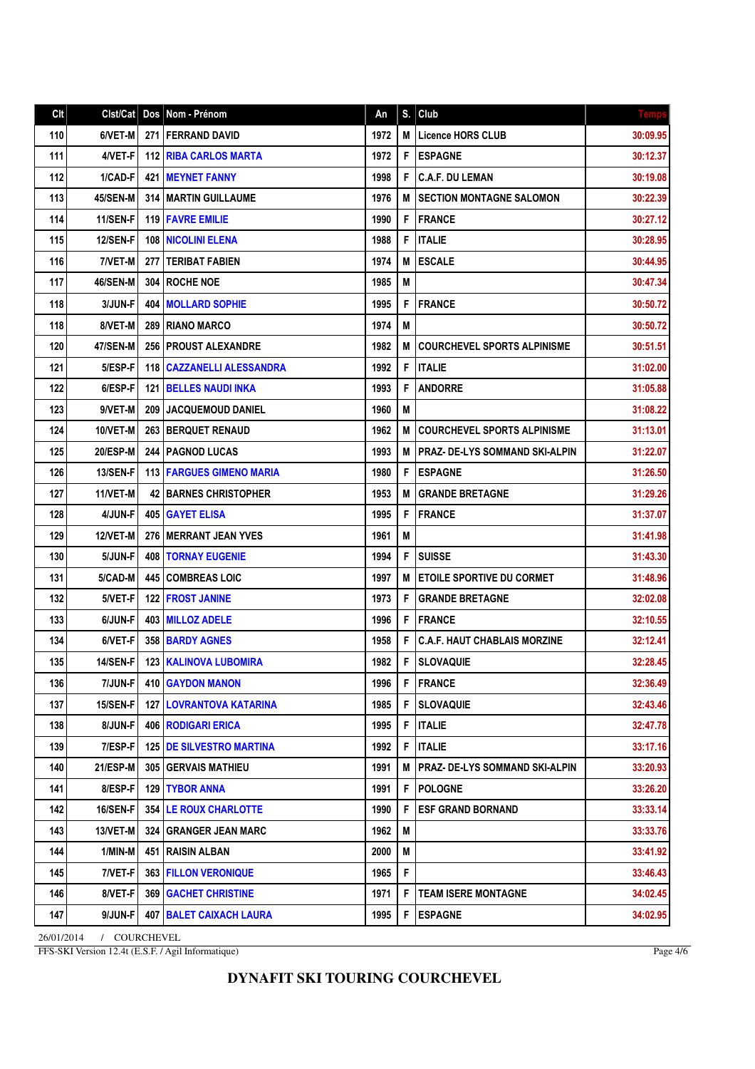| Clt | Clst/Cat | Dos | Nom - Prénom | An | S. | Club | Temps |
|---|---|---|---|---|---|---|---|
| 110 | 6/VET-M | 271 | FERRAND DAVID | 1972 | M | Licence HORS CLUB | 30:09.95 |
| 111 | 4/VET-F | 112 | RIBA CARLOS MARTA | 1972 | F | ESPAGNE | 30:12.37 |
| 112 | 1/CAD-F | 421 | MEYNET FANNY | 1998 | F | C.A.F. DU LEMAN | 30:19.08 |
| 113 | 45/SEN-M | 314 | MARTIN GUILLAUME | 1976 | M | SECTION MONTAGNE SALOMON | 30:22.39 |
| 114 | 11/SEN-F | 119 | FAVRE EMILIE | 1990 | F | FRANCE | 30:27.12 |
| 115 | 12/SEN-F | 108 | NICOLINI ELENA | 1988 | F | ITALIE | 30:28.95 |
| 116 | 7/VET-M | 277 | TERIBAT FABIEN | 1974 | M | ESCALE | 30:44.95 |
| 117 | 46/SEN-M | 304 | ROCHE NOE | 1985 | M | | 30:47.34 |
| 118 | 3/JUN-F | 404 | MOLLARD SOPHIE | 1995 | F | FRANCE | 30:50.72 |
| 118 | 8/VET-M | 289 | RIANO MARCO | 1974 | M | | 30:50.72 |
| 120 | 47/SEN-M | 256 | PROUST ALEXANDRE | 1982 | M | COURCHEVEL SPORTS ALPINISME | 30:51.51 |
| 121 | 5/ESP-F | 118 | CAZZANELLI ALESSANDRA | 1992 | F | ITALIE | 31:02.00 |
| 122 | 6/ESP-F | 121 | BELLES NAUDI INKA | 1993 | F | ANDORRE | 31:05.88 |
| 123 | 9/VET-M | 209 | JACQUEMOUD DANIEL | 1960 | M | | 31:08.22 |
| 124 | 10/VET-M | 263 | BERQUET RENAUD | 1962 | M | COURCHEVEL SPORTS ALPINISME | 31:13.01 |
| 125 | 20/ESP-M | 244 | PAGNOD LUCAS | 1993 | M | PRAZ- DE-LYS SOMMAND SKI-ALPIN | 31:22.07 |
| 126 | 13/SEN-F | 113 | FARGUES GIMENO MARIA | 1980 | F | ESPAGNE | 31:26.50 |
| 127 | 11/VET-M | 42 | BARNES CHRISTOPHER | 1953 | M | GRANDE BRETAGNE | 31:29.26 |
| 128 | 4/JUN-F | 405 | GAYET ELISA | 1995 | F | FRANCE | 31:37.07 |
| 129 | 12/VET-M | 276 | MERRANT JEAN YVES | 1961 | M | | 31:41.98 |
| 130 | 5/JUN-F | 408 | TORNAY EUGENIE | 1994 | F | SUISSE | 31:43.30 |
| 131 | 5/CAD-M | 445 | COMBREAS LOIC | 1997 | M | ETOILE SPORTIVE DU CORMET | 31:48.96 |
| 132 | 5/VET-F | 122 | FROST JANINE | 1973 | F | GRANDE BRETAGNE | 32:02.08 |
| 133 | 6/JUN-F | 403 | MILLOZ ADELE | 1996 | F | FRANCE | 32:10.55 |
| 134 | 6/VET-F | 358 | BARDY AGNES | 1958 | F | C.A.F. HAUT CHABLAIS MORZINE | 32:12.41 |
| 135 | 14/SEN-F | 123 | KALINOVA LUBOMIRA | 1982 | F | SLOVAQUIE | 32:28.45 |
| 136 | 7/JUN-F | 410 | GAYDON MANON | 1996 | F | FRANCE | 32:36.49 |
| 137 | 15/SEN-F | 127 | LOVRANTOVA KATARINA | 1985 | F | SLOVAQUIE | 32:43.46 |
| 138 | 8/JUN-F | 406 | RODIGARI ERICA | 1995 | F | ITALIE | 32:47.78 |
| 139 | 7/ESP-F | 125 | DE SILVESTRO MARTINA | 1992 | F | ITALIE | 33:17.16 |
| 140 | 21/ESP-M | 305 | GERVAIS MATHIEU | 1991 | M | PRAZ- DE-LYS SOMMAND SKI-ALPIN | 33:20.93 |
| 141 | 8/ESP-F | 129 | TYBOR ANNA | 1991 | F | POLOGNE | 33:26.20 |
| 142 | 16/SEN-F | 354 | LE ROUX CHARLOTTE | 1990 | F | ESF GRAND BORNAND | 33:33.14 |
| 143 | 13/VET-M | 324 | GRANGER JEAN MARC | 1962 | M | | 33:33.76 |
| 144 | 1/MIN-M | 451 | RAISIN ALBAN | 2000 | M | | 33:41.92 |
| 145 | 7/VET-F | 363 | FILLON VERONIQUE | 1965 | F | | 33:46.43 |
| 146 | 8/VET-F | 369 | GACHET CHRISTINE | 1971 | F | TEAM ISERE MONTAGNE | 34:02.45 |
| 147 | 9/JUN-F | 407 | BALET CAIXACH LAURA | 1995 | F | ESPAGNE | 34:02.95 |

26/01/2014 / COURCHEVEL

FFS-SKI Version 12.4t (E.S.F. / Agil Informatique)

**DYNAFIT SKI TOURING COURCHEVEL**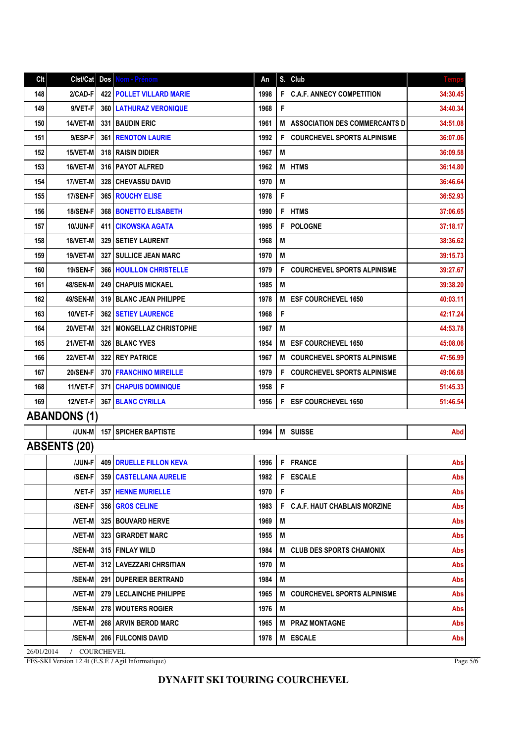| Clt | Clst/Cat | Dos | Nom - Prénom | An | S. | Club | Temps |
|---|---|---|---|---|---|---|---|
| 148 | 2/CAD-F | 422 | POLLET VILLARD MARIE | 1998 | F | C.A.F. ANNECY COMPETITION | 34:30.45 |
| 149 | 9/VET-F | 360 | LATHURAZ VERONIQUE | 1968 | F | | 34:40.34 |
| 150 | 14/VET-M | 331 | BAUDIN ERIC | 1961 | M | ASSOCIATION DES COMMERCANTS D | 34:51.08 |
| 151 | 9/ESP-F | 361 | RENOTON LAURIE | 1992 | F | COURCHEVEL SPORTS ALPINISME | 36:07.06 |
| 152 | 15/VET-M | 318 | RAISIN DIDIER | 1967 | M | | 36:09.58 |
| 153 | 16/VET-M | 316 | PAYOT ALFRED | 1962 | M | HTMS | 36:14.80 |
| 154 | 17/VET-M | 328 | CHEVASSU DAVID | 1970 | M | | 36:46.64 |
| 155 | 17/SEN-F | 365 | ROUCHY ELISE | 1978 | F | | 36:52.93 |
| 156 | 18/SEN-F | 368 | BONETTO ELISABETH | 1990 | F | HTMS | 37:06.65 |
| 157 | 10/JUN-F | 411 | CIKOWSKA AGATA | 1995 | F | POLOGNE | 37:18.17 |
| 158 | 18/VET-M | 329 | SETIEY LAURENT | 1968 | M | | 38:36.62 |
| 159 | 19/VET-M | 327 | SULLICE JEAN MARC | 1970 | M | | 39:15.73 |
| 160 | 19/SEN-F | 366 | HOUILLON CHRISTELLE | 1979 | F | COURCHEVEL SPORTS ALPINISME | 39:27.67 |
| 161 | 48/SEN-M | 249 | CHAPUIS MICKAEL | 1985 | M | | 39:38.20 |
| 162 | 49/SEN-M | 319 | BLANC JEAN PHILIPPE | 1978 | M | ESF COURCHEVEL 1650 | 40:03.11 |
| 163 | 10/VET-F | 362 | SETIEY LAURENCE | 1968 | F | | 42:17.24 |
| 164 | 20/VET-M | 321 | MONGELLAZ CHRISTOPHE | 1967 | M | | 44:53.78 |
| 165 | 21/VET-M | 326 | BLANC YVES | 1954 | M | ESF COURCHEVEL 1650 | 45:08.06 |
| 166 | 22/VET-M | 322 | REY PATRICE | 1967 | M | COURCHEVEL SPORTS ALPINISME | 47:56.99 |
| 167 | 20/SEN-F | 370 | FRANCHINO MIREILLE | 1979 | F | COURCHEVEL SPORTS ALPINISME | 49:06.68 |
| 168 | 11/VET-F | 371 | CHAPUIS DOMINIQUE | 1958 | F | | 51:45.33 |
| 169 | 12/VET-F | 367 | BLANC CYRILLA | 1956 | F | ESF COURCHEVEL 1650 | 51:46.54 |

## ABANDONS (1)

| Clt | Clst/Cat | Dos | Nom - Prénom | An | S. | Club | Temps |
|---|---|---|---|---|---|---|---|
| | /JUN-M | 157 | SPICHER BAPTISTE | 1994 | M | SUISSE | Abd |

## ABSENTS (20)

| Clt | Clst/Cat | Dos | Nom - Prénom | An | S. | Club | Temps |
|---|---|---|---|---|---|---|---|
| | /JUN-F | 409 | DRUELLE FILLON KEVA | 1996 | F | FRANCE | Abs |
| | /SEN-F | 359 | CASTELLANA AURELIE | 1982 | F | ESCALE | Abs |
| | /VET-F | 357 | HENNE MURIELLE | 1970 | F | | Abs |
| | /SEN-F | 356 | GROS CELINE | 1983 | F | C.A.F. HAUT CHABLAIS MORZINE | Abs |
| | /VET-M | 325 | BOUVARD HERVE | 1969 | M | | Abs |
| | /VET-M | 323 | GIRARDET MARC | 1955 | M | | Abs |
| | /SEN-M | 315 | FINLAY WILD | 1984 | M | CLUB DES SPORTS CHAMONIX | Abs |
| | /VET-M | 312 | LAVEZZARI CHRSITIAN | 1970 | M | | Abs |
| | /SEN-M | 291 | DUPERIER BERTRAND | 1984 | M | | Abs |
| | /VET-M | 279 | LECLAINCHE PHILIPPE | 1965 | M | COURCHEVEL SPORTS ALPINISME | Abs |
| | /SEN-M | 278 | WOUTERS ROGIER | 1976 | M | | Abs |
| | /VET-M | 268 | ARVIN BEROD MARC | 1965 | M | PRAZ MONTAGNE | Abs |
| | /SEN-M | 206 | FULCONIS DAVID | 1978 | M | ESCALE | Abs |

26/01/2014 / COURCHEVEL

FFS-SKI Version 12.4t (E.S.F. / Agil Informatique)

**DYNAFIT SKI TOURING COURCHEVEL**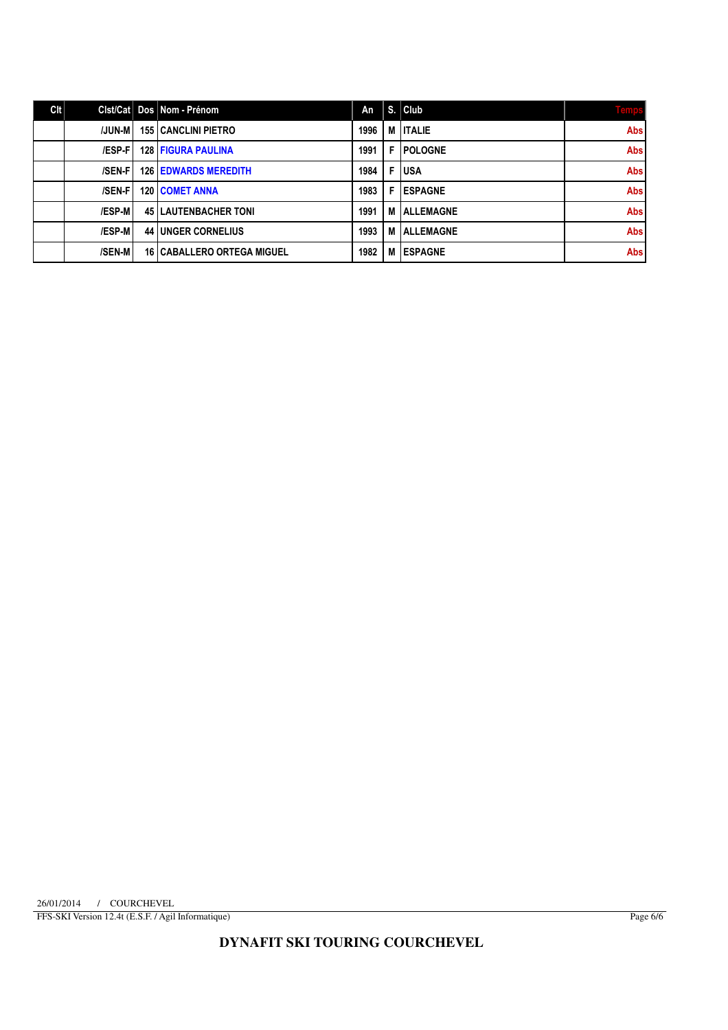| Clt | Clst/Cat | Dos | Nom - Prénom | An | S. | Club | Temps |
|---|---|---|---|---|---|---|---|
| | /JUN-M | 155 | CANCLINI PIETRO | 1996 | M | ITALIE | Abs |
| | /ESP-F | 128 | FIGURA PAULINA | 1991 | F | POLOGNE | Abs |
| | /SEN-F | 126 | EDWARDS MEREDITH | 1984 | F | USA | Abs |
| | /SEN-F | 120 | COMET ANNA | 1983 | F | ESPAGNE | Abs |
| | /ESP-M | 45 | LAUTENBACHER TONI | 1991 | M | ALLEMAGNE | Abs |
| | /ESP-M | 44 | UNGER CORNELIUS | 1993 | M | ALLEMAGNE | Abs |
| | /SEN-M | 16 | CABALLERO ORTEGA MIGUEL | 1982 | M | ESPAGNE | Abs |

26/01/2014 / COURCHEVEL

FFS-SKI Version 12.4t (E.S.F. / Agil Informatique)

**DYNAFIT SKI TOURING COURCHEVEL**